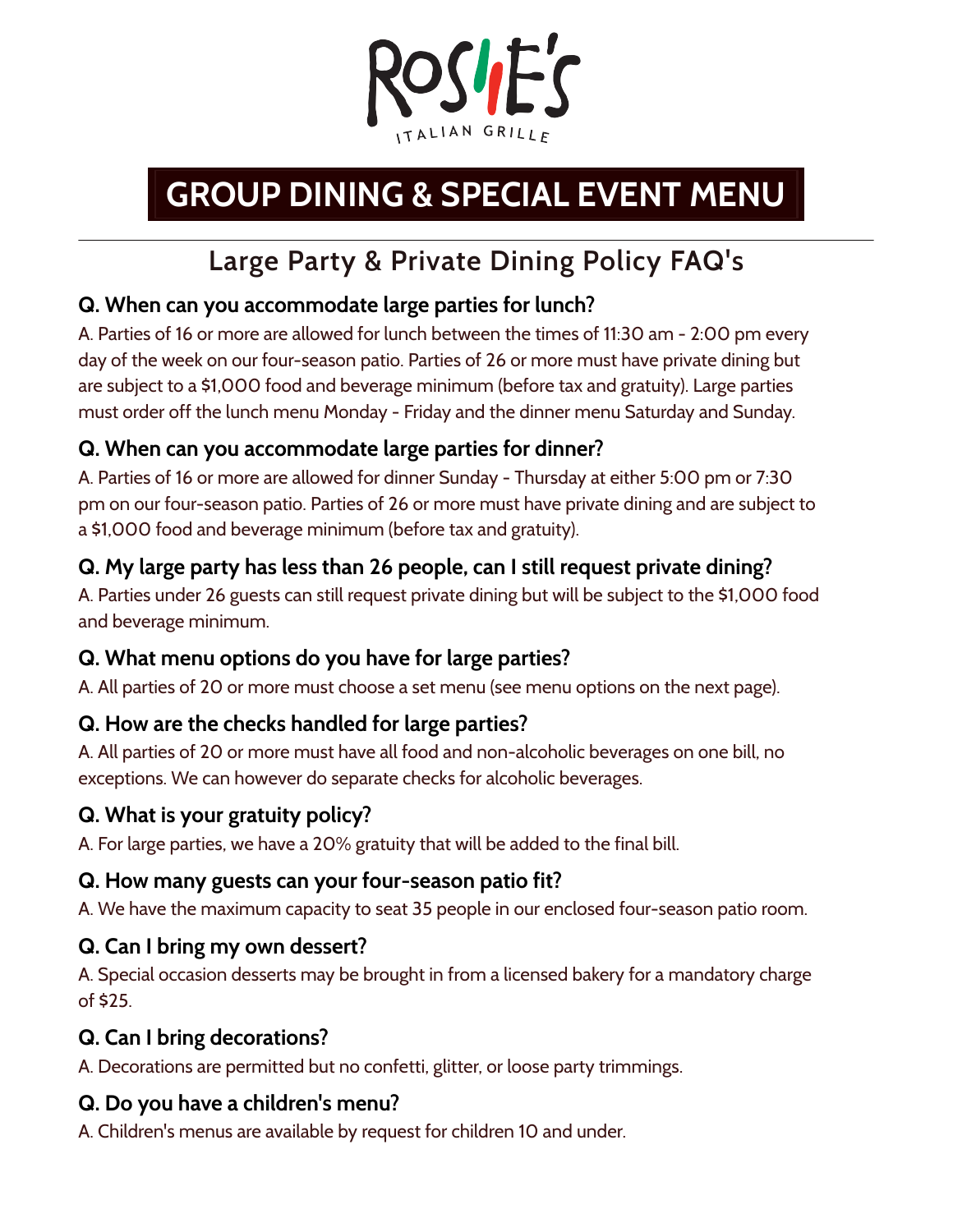# ROSIE'S

ITALIAN GRILLE

# GROUP DINING & SPECIAL EVENT MENU

## Large Party & Private Dining Policy FAQ's

### Q. When can you accommodate large parties for lunch?

A. Parties of 16 or more are allowed for lunch between the times of 11:30 am - 2:00 pm every day of the week on our four-season patio. Parties of 26 or more must have private dining but are subject to a $1,000 food and beverage minimum (before tax and gratuity). Large parties must order off the lunch menu Monday - Friday and the dinner menu Saturday and Sunday.

### Q. When can you accommodate large parties for dinner?

A. Parties of 16 or more are allowed for dinner Sunday - Thursday at either 5:00 pm or 7:30 pm on our four-season patio. Parties of 26 or more must have private dining and are subject to a $1,000 food and beverage minimum (before tax and gratuity).

### Q. My large party has less than 26 people, can I still request private dining?

A. Parties under 26 guests can still request private dining but will be subject to the $1,000 food and beverage minimum.

### Q. What menu options do you have for large parties?

A. All parties of 20 or more must choose a set menu (see menu options on the next page).

### Q. How are the checks handled for large parties?

A. All parties of 20 or more must have all food and non-alcoholic beverages on one bill, no exceptions. We can however do separate checks for alcoholic beverages.

### Q. What is your gratuity policy?

A. For large parties, we have a 20% gratuity that will be added to the final bill.

### Q. How many guests can your four-season patio fit?

A. We have the maximum capacity to seat 35 people in our enclosed four-season patio room.

### Q. Can I bring my own dessert?

A. Special occasion desserts may be brought in from a licensed bakery for a mandatory charge of $25.

### Q. Can I bring decorations?

A. Decorations are permitted but no confetti, glitter, or loose party trimmings.

### Q. Do you have a children's menu?

A. Children's menus are available by request for children 10 and under.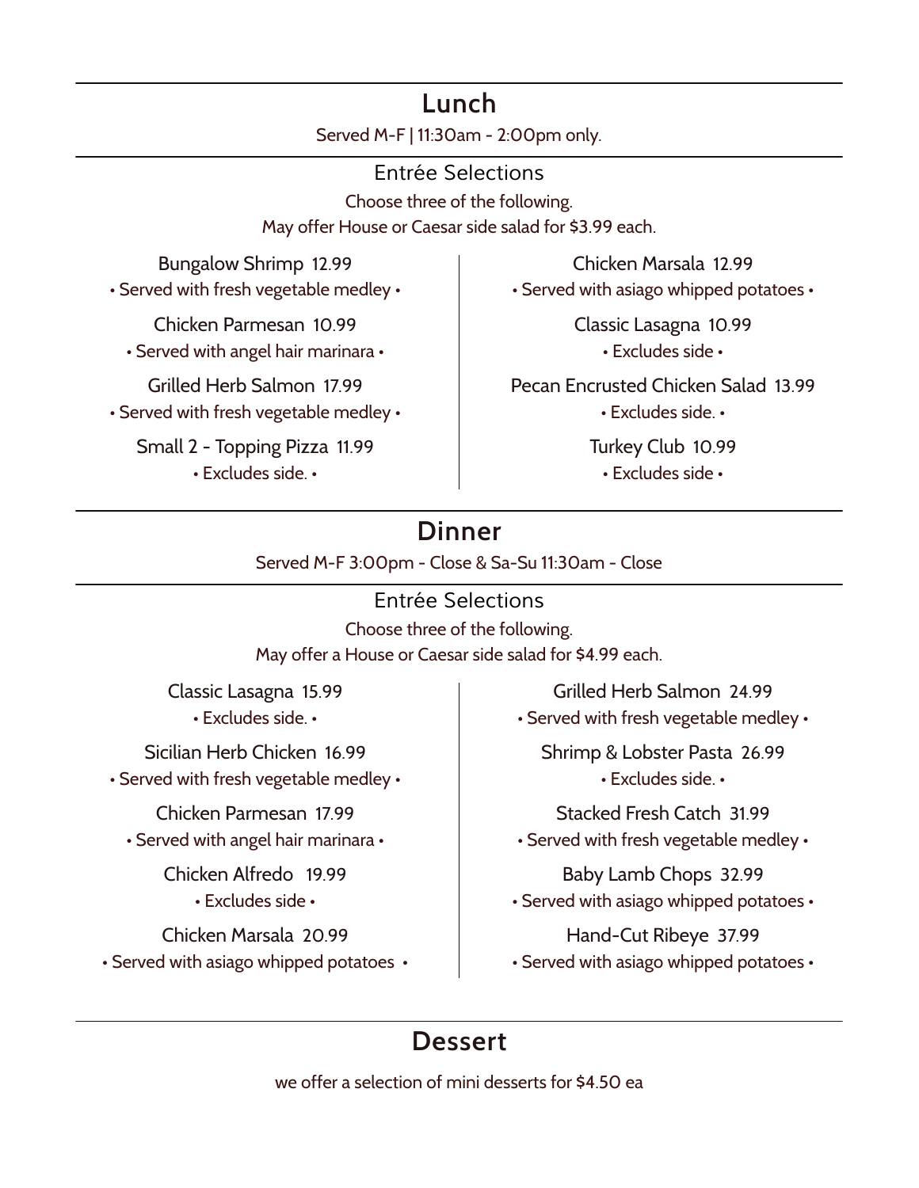## Lunch

Served M-F | 11:30am - 2:00pm only.

### Entrée Selections

Choose three of the following.
May offer House or Caesar side salad for $3.99 each.

Bungalow Shrimp 12.99
• Served with fresh vegetable medley •

Chicken Parmesan 10.99
• Served with angel hair marinara •

Grilled Herb Salmon 17.99
• Served with fresh vegetable medley •

Small 2 - Topping Pizza 11.99
• Excludes side. •

Chicken Marsala 12.99
• Served with asiago whipped potatoes •

Classic Lasagna 10.99
• Excludes side •

Pecan Encrusted Chicken Salad 13.99
• Excludes side. •

Turkey Club 10.99
• Excludes side •

## Dinner

Served M-F 3:00pm - Close & Sa-Su 11:30am - Close

### Entrée Selections

Choose three of the following.
May offer a House or Caesar side salad for $4.99 each.

Classic Lasagna 15.99
• Excludes side. •

Sicilian Herb Chicken 16.99
• Served with fresh vegetable medley •

Chicken Parmesan 17.99
• Served with angel hair marinara •

Chicken Alfredo 19.99
• Excludes side •

Chicken Marsala 20.99
• Served with asiago whipped potatoes •

Grilled Herb Salmon 24.99
• Served with fresh vegetable medley •

Shrimp & Lobster Pasta 26.99
• Excludes side. •

Stacked Fresh Catch 31.99
• Served with fresh vegetable medley •

Baby Lamb Chops 32.99
• Served with asiago whipped potatoes •

Hand-Cut Ribeye 37.99
• Served with asiago whipped potatoes •

## Dessert

we offer a selection of mini desserts for $4.50 ea